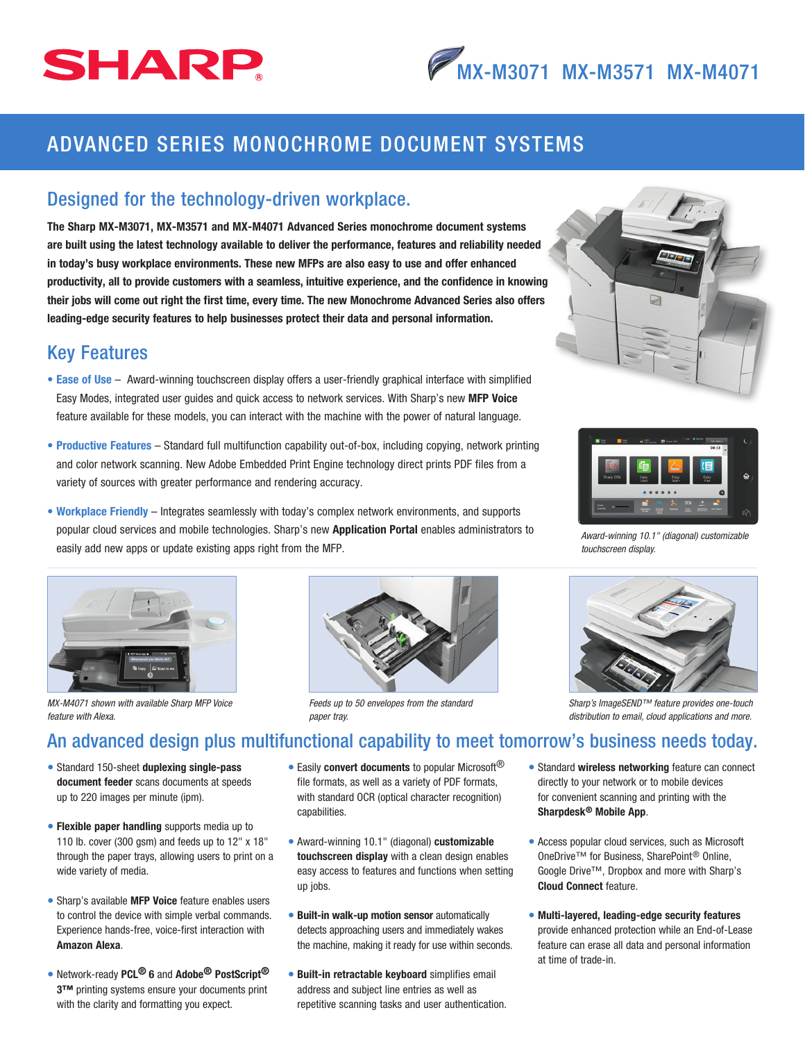# SHARP

## MX-M3071 MX-M3571 MX-M4071

# ADVANCED SERIES MONOCHROME DOCUMENT SYSTEMS

## Designed for the technology-driven workplace.

**The Sharp MX-M3071, MX-M3571 and MX-M4071 Advanced Series monochrome document systems are built using the latest technology available to deliver the performance, features and reliability needed in today's busy workplace environments. These new MFPs are also easy to use and offer enhanced productivity, all to provide customers with a seamless, intuitive experience, and the confidence in knowing their jobs will come out right the first time, every time. The new Monochrome Advanced Series also offers leading-edge security features to help businesses protect their data and personal information.**

## Key Features

- **Ease of Use** – Award-winning touchscreen display offers a user-friendly graphical interface with simplified Easy Modes, integrated user guides and quick access to network services. With Sharp's new **MFP Voice** feature available for these models, you can interact with the machine with the power of natural language.
- **Productive Features** – Standard full multifunction capability out-of-box, including copying, network printing and color network scanning. New Adobe Embedded Print Engine technology direct prints PDF files from a variety of sources with greater performance and rendering accuracy.
- **Workplace Friendly** – Integrates seamlessly with today's complex network environments, and supports popular cloud services and mobile technologies. Sharp's new **Application Portal** enables administrators to easily add new apps or update existing apps right from the MFP.

*Award-winning 10.1" (diagonal) customizable touchscreen display.*

*MX-M4071 shown with available Sharp MFP Voice feature with Alexa.*

*Feeds up to 50 envelopes from the standard paper tray.*

*Sharp's ImageSEND™ feature provides one-touch distribution to email, cloud applications and more.*

## An advanced design plus multifunctional capability to meet tomorrow's business needs today.

- Standard 150-sheet **duplexing single-pass document feeder** scans documents at speeds up to 220 images per minute (ipm).
- **Flexible paper handling** supports media up to 110 lb. cover (300 gsm) and feeds up to 12" x 18" through the paper trays, allowing users to print on a wide variety of media.
- Sharp's available **MFP Voice** feature enables users to control the device with simple verbal commands. Experience hands-free, voice-first interaction with **Amazon Alexa**.
- Network-ready **PCL® 6** and **Adobe® PostScript® 3™** printing systems ensure your documents print with the clarity and formatting you expect.
- Easily **convert documents** to popular Microsoft® file formats, as well as a variety of PDF formats, with standard OCR (optical character recognition) capabilities.
- Award-winning 10.1" (diagonal) **customizable touchscreen display** with a clean design enables easy access to features and functions when setting up jobs.
- **Built-in walk-up motion sensor** automatically detects approaching users and immediately wakes the machine, making it ready for use within seconds.
- **Built-in retractable keyboard** simplifies email address and subject line entries as well as repetitive scanning tasks and user authentication.
- Standard **wireless networking** feature can connect directly to your network or to mobile devices for convenient scanning and printing with the **Sharpdesk® Mobile App**.
- Access popular cloud services, such as Microsoft OneDrive™ for Business, SharePoint® Online, Google Drive™, Dropbox and more with Sharp's **Cloud Connect** feature.
- **Multi-layered, leading-edge security features** provide enhanced protection while an End-of-Lease feature can erase all data and personal information at time of trade-in.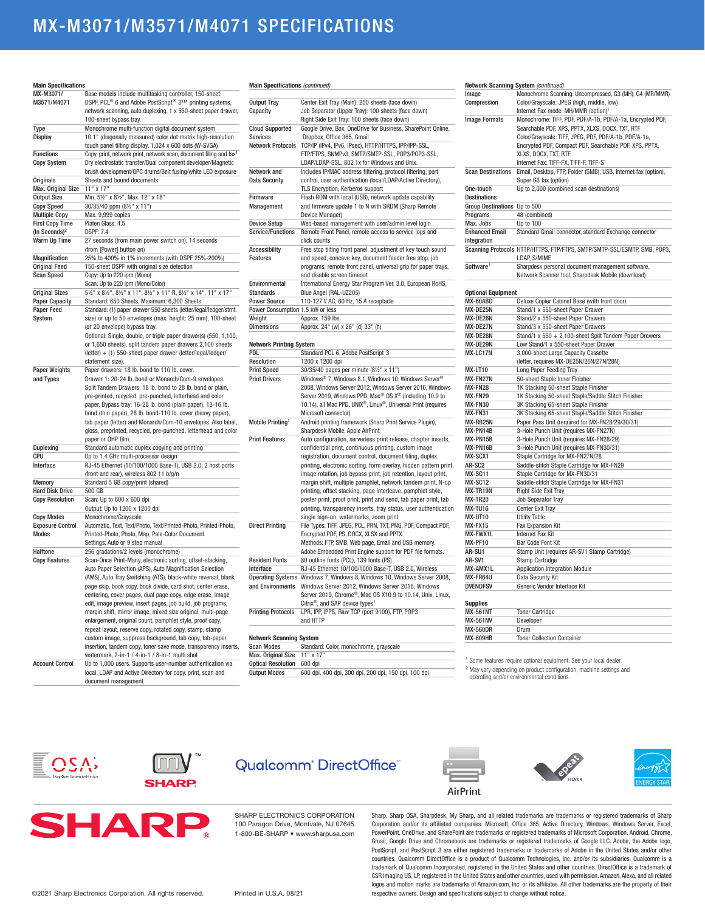# MX-M3071/M3571/M4071 SPECIFICATIONS

### Main Specifications

| | |
|---|---|
| MX-M3071/ M3571/M4071 | Base models include multitasking controller, 150-sheet DSPF, PCL® 6 and Adobe PostScript® 3™ printing systems, network scanning, auto duplexing, 1 x 550-sheet paper drawer, 100-sheet bypass tray. |
| Type | Monochrome multi-function digital document system |
| Display | 10.1" (diagonally measured) color dot matrix high-resolution touch panel tilting display. 1,024 x 600 dots (W-SVGA) |
| Functions | Copy, print, network print, network scan, document filing and fax[1] |
| Copy System | Dry electrostatic transfer/Dual component developer/Magnetic brush development/OPC drums/Belt fusing/white LED exposure |
| Originals | Sheets and bound documents |
| Max. Original Size | 11" x 17" |
| Output Size | Min. 5½" x 8½", Max. 12" x 18" |
| Copy Speed | 30/35/40 ppm (8½" x 11") |
| Multiple Copy | Max. 9,999 copies |
| First Copy Time (In Seconds)[2] | Platen Glass: 4.5<br>DSPF: 7.4 |
| Warm Up Time | 27 seconds (from main power switch on), 14 seconds (from [Power] button on) |
| Magnification | 25% to 400% in 1% increments (with DSPF 25%-200%) |
| Original Feed | 150-sheet DSPF with original size detection |
| Scan Speed | Copy: Up to 220 ipm (Mono)<br>Scan: Up to 220 ipm (Mono/Color) |
| Original Sizes | 5½" x 8½", 8½" x 11", 8½" x 11" R, 8½" x 14", 11" x 17" |
| Paper Capacity | Standard: 650 Sheets, Maximum: 6,300 Sheets |
| Paper Feed System | Standard: (1) paper drawer 550 sheets (letter/legal/ledger/stmt. size) or up to 50 envelopes (max. height: 25 mm), 100-sheet (or 20 envelope) bypass tray.<br>Optional: Single, double, or triple paper drawer(s) (550, 1,100, or 1,650 sheets), split tandem paper drawers 2,100 sheets (letter) + (1) 550-sheet paper drawer (letter/legal/ledger/statement size). |
| Paper Weights and Types | Paper drawers: 18 lb. bond to 110 lb. cover.<br>Drawer 1: 20-24 lb. bond or Monarch/Com-9 envelopes. Split Tandem Drawers: 18 lb. bond to 28 lb. bond or plain, pre-printed, recycled, pre-punched, letterhead and color paper. Bypass tray: 16-28 lb. bond (plain paper), 13-16 lb. bond (thin paper), 28 lb. bond-110 lb. cover (heavy paper), tab paper (letter) and Monarch/Com-10 envelopes. Also label, gloss, preprinted, recycled, pre-punched, letterhead and color paper or OHP film. |
| Duplexing | Standard automatic duplex copying and printing |
| CPU | Up to 1.4 GHz multi-processor design |
| Interface | RJ-45 Ethernet (10/100/1000 Base-T), USB 2.0: 2 host ports (front and rear), wireless 802.11 b/g/n |
| Memory | Standard 5 GB copy/print (shared) |
| Hard Disk Drive | 500 GB |
| Copy Resolution | Scan: Up to 600 x 600 dpi<br>Output: Up to 1200 x 1200 dpi |
| Copy Modes | Monochrome/Grayscale |
| Exposure Control Modes | Automatic, Text, Text/Photo, Text/Printed-Photo, Printed-Photo, Printed-Photo, Photo, Map, Pale-Color Document.<br>Settings: Auto or 9 step manual |
| Halftone | 256 gradations/2 levels (monochrome) |
| Copy Features | Scan-Once Print-Many, electronic sorting, offset-stacking, Auto Paper Selection (APS), Auto Magnification Selection (AMS), Auto Tray Switching (ATS), black-white reversal, blank page skip, book copy, book divide, card shot, center erase, centering, cover pages, dual page copy, edge erase, image edit, image preview, insert pages, job build, job programs, margin shift, mirror image, mixed size original, multi-page enlargement, original count, pamphlet style, proof copy, repeat layout, reserve copy, rotated copy, stamp, stamp custom image, suppress background, tab copy, tab-paper insertion, tandem copy, toner save mode, transparency inserts, watermark, 2-in-1 / 4-in-1 / 8-in-1 multi shot |
| Account Control | Up to 1,000 users. Supports user-number authentication via local, LDAP and Active Directory for copy, print, scan and document management |

### Main Specifications *(continued)*

| | |
|---|---|
| Output Tray Capacity | Center Exit Tray (Main): 250 sheets (face down)<br>Job Separator (Upper Tray): 100 sheets (face down)<br>Right Side Exit Tray: 100 sheets (face down) |
| Cloud Supported Services | Google Drive, Box, OneDrive for Business, SharePoint Online, Dropbox, Office 365, Gmail |
| Network Protocols | TCP/IP (IPv4, IPv6, IPsec), HTTP/HTTPS, IPP/IPP-SSL, FTP/FTPS, SNMPv3, SMTP/SMTP-SSL, POP3/POP3-SSL, LDAP/LDAP-SSL, 802.1x for Windows and Unix. |
| Network and Data Security | Includes IP/MAC address filtering, protocol filtering, port control, user authentication (local/LDAP/Active Directory), TLS Encryption, Kerberos support |
| Firmware Management | Flash ROM with local (USB), network update capability and firmware update 1 to N with SRDM (Sharp Remote Device Manager) |
| Device Setup | Web-based management with user/admin level login |
| Service/Functions | Remote Front Panel, remote access to service logs and click counts |
| Accessibility Features | Free stop tilting front panel, adjustment of key touch sound and speed, concave key, document feeder free stop, job programs, remote front panel, universal grip for paper trays, and disable screen timeout |
| Environmental Standards | International Energy Star Program Ver. 3.0, European RoHS, Blue Angel (RAL-UZ205) |
| Power Source | 110-127 V AC, 60 Hz, 15 A receptacle |
| Power Consumption | 1.5 kW or less |
| Weight | Approx. 159 lbs. |
| Dimensions | Approx. 24" (w) x 26" (d) 33" (h) |

### Network Printing System

| | |
|---|---|
| PDL | Standard PCL 6, Adobe PostScript 3 |
| Resolution | 1200 x 1200 dpi |
| Print Speed | 30/35/40 pages per minute (8½" x 11") |
| Print Drivers | Windows® 7, Windows 8.1, Windows 10, Windows Server® 2008, Windows Server 2012, Windows Server 2016, Windows Server 2019, Windows PPD, Mac® OS X® (including 10.9 to 10.14), all Mac PPD, UNIX®, Linux®, Universal Print (requires Microsoft connector) |
| Mobile Printing[1] | Android printing framework (Sharp Print Service Plugin), Sharpdesk Mobile, Apple AirPrint |
| Print Features | Auto configuration, serverless print release, chapter inserts, confidential print, continuous printing, custom image registration, document control, document filing, duplex printing, electronic sorting, form overlay, hidden pattern print, image rotation, job bypass print, job retention, layout print, margin shift, multiple pamphlet, network tandem print, N-up printing, offset stacking, page interleave, pamphlet style, poster print, proof print, print and send, tab paper print, tab printing, transparency inserts, tray status, user authentication single sign-on, watermarks, zoom print |
| Direct Printing | File Types: TIFF, JPEG, PCL, PRN, TXT, PNG, PDF, Compact PDF, Encrypted PDF, PS, DOCX, XLSX and PPTX.<br>Methods: FTP, SMB, Web page, Email and USB memory.<br>Adobe Embedded Print Engine support for PDF file formats. |
| Resident Fonts | 80 outline fonts (PCL), 139 fonts (PS) |
| Interface | RJ-45 Ethernet 10/100/1000 Base-T, USB 2.0, Wireless |
| Operating Systems and Environments | Windows 7, Windows 8, Windows 10, Windows Server 2008, Windows Server 2012, Windows Server 2016, Windows Server 2019, Chrome®, Mac OS X10.9 to 10.14, Unix, Linux, Citrix®, and SAP device types[1] |
| Printing Protocols | LPR, IPP, IPPS, Raw TCP (port 9100), FTP, POP3 and HTTP |

### Network Scanning System

| | |
|---|---|
| Scan Modes | Standard: Color, monochrome, grayscale |
| Max. Original Size | 11" x 17" |
| Optical Resolution | 600 dpi |
| Output Modes | 600 dpi, 400 dpi, 300 dpi, 200 dpi, 150 dpi, 100 dpi |

### Network Scanning System *(continued)*

| | |
|---|---|
| Image Compression | Monochrome Scanning: Uncompressed, G3 (MH), G4 (MR/MMR)<br>Color/Grayscale: JPEG (high, middle, low)<br>Internet Fax mode: MH/MMR (option)[1] |
| Image Formats | Monochrome: TIFF, PDF, PDF/A-1b, PDF/A-1a, Encrypted PDF, Searchable PDF, XPS, PPTX, XLSX, DOCX, TXT, RTF<br>Color/Grayscale: TIFF, JPEG, PDF, PDF/A-1b, PDF/A-1a, Encrypted PDF, Compact PDF, Searchable PDF, XPS, PPTX, XLSX, DOCX, TXT, RTF<br>Internet Fax: TIFF-FX, TIFF-F, TIFF-S[1] |
| Scan Destinations | Email, Desktop, FTP, Folder (SMB), USB, Internet fax (option), Super G3 fax (option) |
| One-touch Destinations | Up to 2,000 (combined scan destinations) |
| Group Destinations | Up to 500 |
| Programs | 48 (combined) |
| Max. Jobs | Up to 100 |
| Enhanced Email Integration | Standard Gmail connector, standard Exchange connector |
| Scanning Protocols | HTTP/HTTPS, FTP/FTPS, SMTP/SMTP-SSL/ESMTP, SMB, POP3, LDAP, S/MIME |
| Software[1] | Sharpdesk personal document management software, Network Scanner tool, Sharpdesk Mobile (download) |

### Optional Equipment

| | |
|---|---|
| MX-60ABD | Deluxe Copier Cabinet Base (with front door) |
| MX-DE25N | Stand/1 x 550-sheet Paper Drawer |
| MX-DE26N | Stand/2 x 550-sheet Paper Drawers |
| MX-DE27N | Stand/3 x 550-sheet Paper Drawers |
| MX-DE28N | Stand/1 x 550 + 2,100-sheet Split Tandem Paper Drawers |
| MX-DE29N | Low Stand/1 x 550-sheet Paper Drawer |
| MX-LC17N | 3,000-sheet Large Capacity Cassette (letter, requires MX-DE25N/26N/27N/28N) |
| MX-LT10 | Long Paper Feeding Tray |
| MX-FN27N | 50-sheet Staple Inner Finisher |
| MX-FN28 | 1K Stacking 50-sheet Staple Finisher |
| MX-FN29 | 1K Stacking 50-sheet Staple/Saddle Stitch Finisher |
| MX-FN30 | 3K Stacking 65-sheet Staple Finisher |
| MX-FN31 | 3K Stacking 65-sheet Staple/Saddle Stitch Finisher |
| MX-RB25N | Paper Pass Unit (required for MX-FN28/29/30/31) |
| MX-PN14B | 3-Hole Punch Unit (requires MX-FN27N) |
| MX-PN15B | 3-Hole Punch Unit (requires MX-FN28/29) |
| MX-PN16B | 3-Hole Punch Unit (requires MX-FN30/31) |
| MX-SCX1 | Staple Cartridge for MX-FN27N/28 |
| AR-SC2 | Saddle-stitch Staple Cartridge for MX-FN29 |
| MX-SC11 | Staple Cartridge for MX-FN30/31 |
| MX-SC12 | Saddle-stitch Staple Cartridge for MX-FN31 |
| MX-TR19N | Right Side Exit Tray |
| MX-TR20 | Job Separator Tray |
| MX-TU16 | Center Exit Tray |
| MX-UT10 | Utility Table |
| MX-FX15 | Fax Expansion Kit |
| MX-FWX1L | Internet Fax Kit |
| MX-PF10 | Bar Code Font Kit |
| AR-SU1 | Stamp Unit (requires AR-SV1 Stamp Cartridge) |
| AR-SV1 | Stamp Cartridge |
| MX-AMX1L | Application Integration Module |
| MX-FR64U | Data Security Kit |
| DVENDFSV | Generic Vendor Interface Kit |

### Supplies

| | |
|---|---|
| MX-561NT | Toner Cartridge |
| MX-561NV | Developer |
| MX-560DR | Drum |
| MX-609HB | Toner Collection Container |

[1] Some features require optional equipment. See your local dealer.
[2] May vary depending on product configuration, machine settings and operating and/or environmental conditions.

SHARP ELECTRONICS CORPORATION
100 Paragon Drive, Montvale, NJ 07645
1-800-BE-SHARP • www.sharpusa.com

Sharp, Sharp OSA, Sharpdesk, My Sharp, and all related trademarks are trademarks or registered trademarks of Sharp Corporation and/or its affiliated companies. Microsoft, Office 365, Active Directory, Windows, Windows Server, Excel, PowerPoint, OneDrive, and SharePoint are trademarks or registered trademarks of Microsoft Corporation. Android, Chrome, Gmail, Google Drive and Chromebook are trademarks or registered trademarks of Google LLC. Adobe, the Adobe logo, PostScript, and PostScript 3 are either registered trademarks or trademarks of Adobe in the United States and/or other countries. Qualcomm DirectOffice is a product of Qualcomm Technologies, Inc. and/or its subsidiaries. Qualcomm is a trademark of Qualcomm Incorporated, registered in the United States and other countries. DirectOffice is a trademark of CSR Imaging US, LP, registered in the United States and other countries, used with permission. Amazon, Alexa, and all related logos and motion marks are trademarks of Amazon.com, Inc. or its affiliates. All other trademarks are the property of their respective owners. Design and specifications subject to change without notice.

©2021 Sharp Electronics Corporation. All rights reserved.

Printed in U.S.A. 08/21